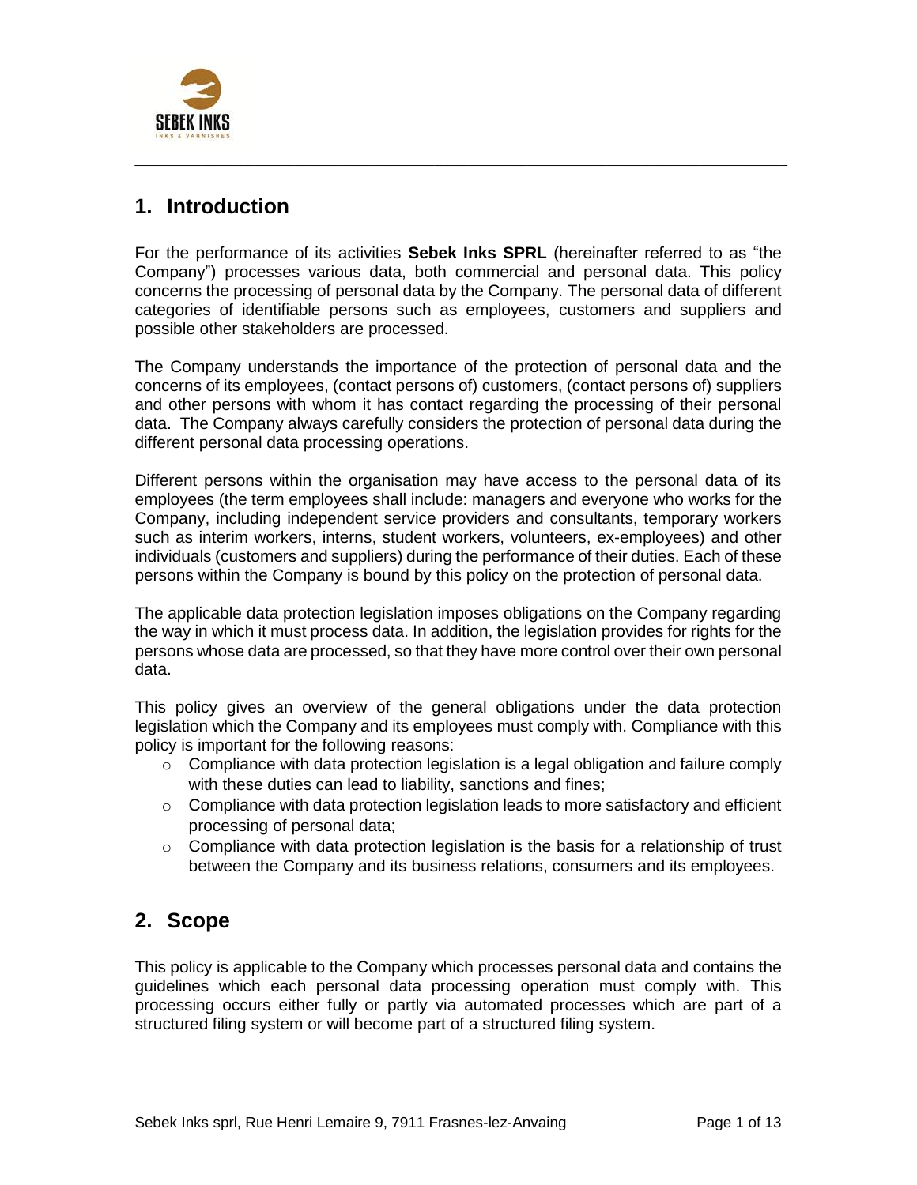## 1. Introduction

For the performance of its activities **Sebek Inks SPRL** (hereinafter referred to as "the Company") processes various data, both commercial and personal data. This policy concerns the processing of personal data by the Company. The personal data of different categories of identifiable persons such as employees, customers and suppliers and possible other stakeholders are processed.

The Company understands the importance of the protection of personal data and the concerns of its employees, (contact persons of) customers, (contact persons of) suppliers and other persons with whom it has contact regarding the processing of their personal data. The Company always carefully considers the protection of personal data during the different personal data processing operations.

Different persons within the organisation may have access to the personal data of its employees (the term employees shall include: managers and everyone who works for the Company, including independent service providers and consultants, temporary workers such as interim workers, interns, student workers, volunteers, ex-employees) and other individuals (customers and suppliers) during the performance of their duties. Each of these persons within the Company is bound by this policy on the protection of personal data.

The applicable data protection legislation imposes obligations on the Company regarding the way in which it must process data. In addition, the legislation provides for rights for the persons whose data are processed, so that they have more control over their own personal data.

This policy gives an overview of the general obligations under the data protection legislation which the Company and its employees must comply with. Compliance with this policy is important for the following reasons:

- Compliance with data protection legislation is a legal obligation and failure comply with these duties can lead to liability, sanctions and fines;
- Compliance with data protection legislation leads to more satisfactory and efficient processing of personal data;
- Compliance with data protection legislation is the basis for a relationship of trust between the Company and its business relations, consumers and its employees.

## 2. Scope

This policy is applicable to the Company which processes personal data and contains the guidelines which each personal data processing operation must comply with. This processing occurs either fully or partly via automated processes which are part of a structured filing system or will become part of a structured filing system.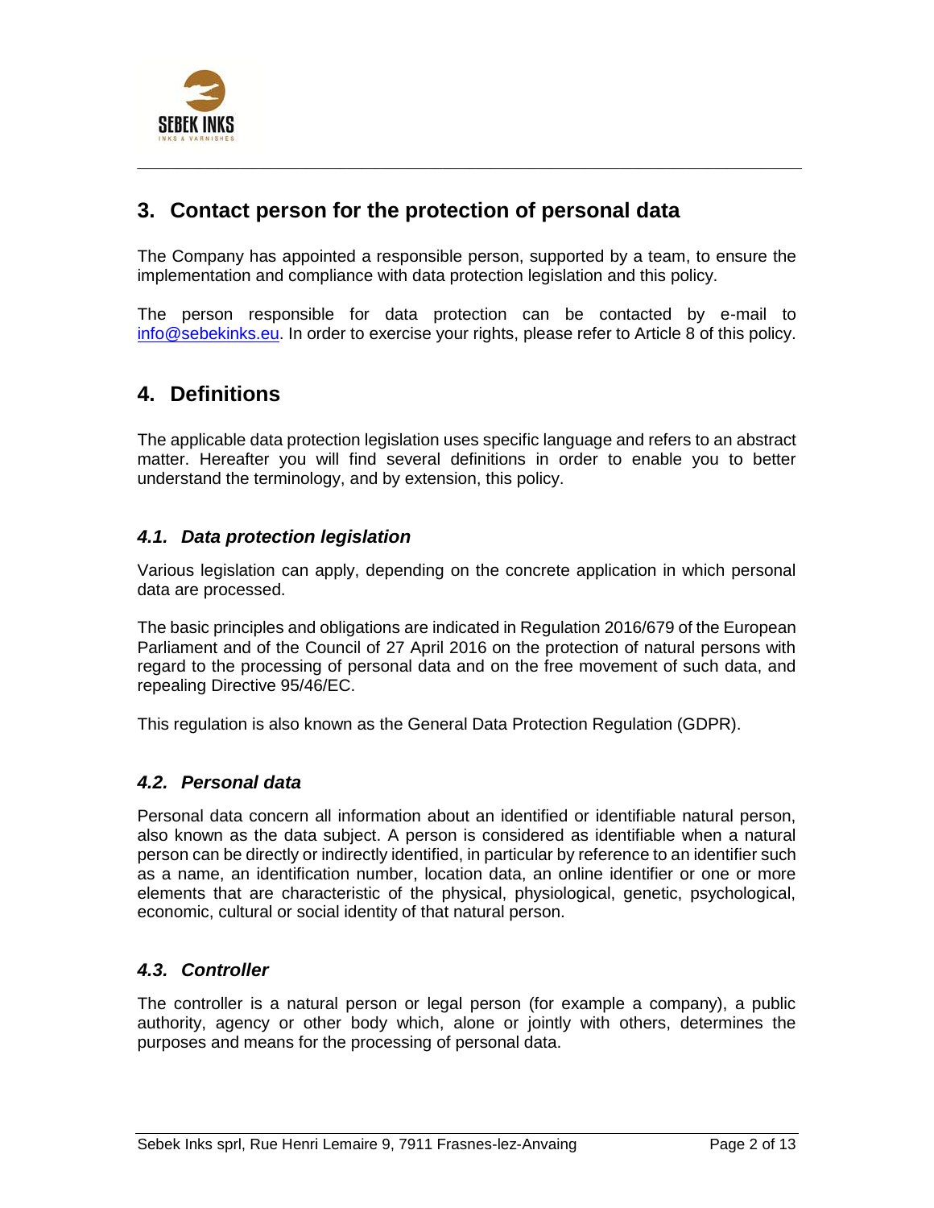## 3. Contact person for the protection of personal data

The Company has appointed a responsible person, supported by a team, to ensure the implementation and compliance with data protection legislation and this policy.

The person responsible for data protection can be contacted by e-mail to info@sebekinks.eu. In order to exercise your rights, please refer to Article 8 of this policy.

## 4. Definitions

The applicable data protection legislation uses specific language and refers to an abstract matter. Hereafter you will find several definitions in order to enable you to better understand the terminology, and by extension, this policy.

### *4.1. Data protection legislation*

Various legislation can apply, depending on the concrete application in which personal data are processed.

The basic principles and obligations are indicated in Regulation 2016/679 of the European Parliament and of the Council of 27 April 2016 on the protection of natural persons with regard to the processing of personal data and on the free movement of such data, and repealing Directive 95/46/EC.

This regulation is also known as the General Data Protection Regulation (GDPR).

### *4.2. Personal data*

Personal data concern all information about an identified or identifiable natural person, also known as the data subject. A person is considered as identifiable when a natural person can be directly or indirectly identified, in particular by reference to an identifier such as a name, an identification number, location data, an online identifier or one or more elements that are characteristic of the physical, physiological, genetic, psychological, economic, cultural or social identity of that natural person.

### *4.3. Controller*

The controller is a natural person or legal person (for example a company), a public authority, agency or other body which, alone or jointly with others, determines the purposes and means for the processing of personal data.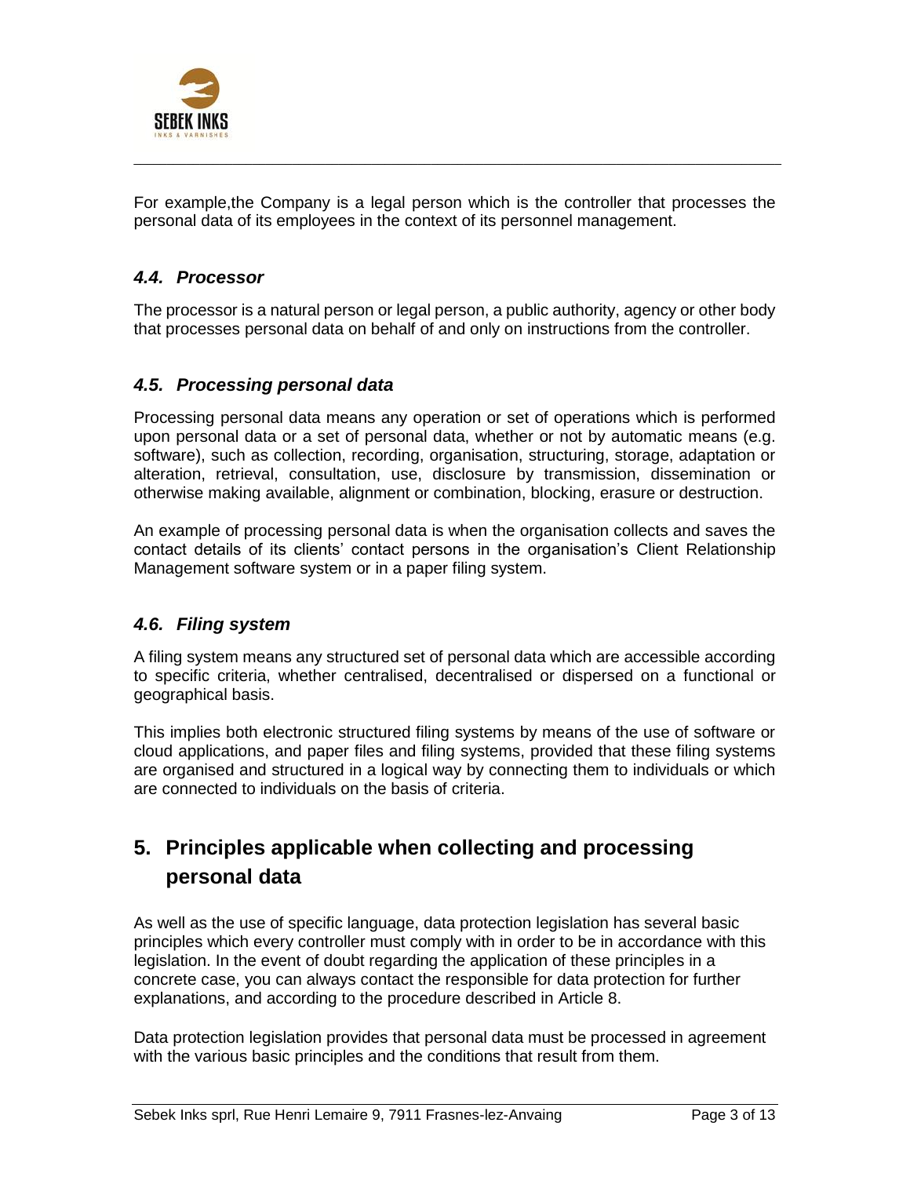For example,the Company is a legal person which is the controller that processes the personal data of its employees in the context of its personnel management.

### *4.4. Processor*

The processor is a natural person or legal person, a public authority, agency or other body that processes personal data on behalf of and only on instructions from the controller.

### *4.5. Processing personal data*

Processing personal data means any operation or set of operations which is performed upon personal data or a set of personal data, whether or not by automatic means (e.g. software), such as collection, recording, organisation, structuring, storage, adaptation or alteration, retrieval, consultation, use, disclosure by transmission, dissemination or otherwise making available, alignment or combination, blocking, erasure or destruction.

An example of processing personal data is when the organisation collects and saves the contact details of its clients' contact persons in the organisation's Client Relationship Management software system or in a paper filing system.

### *4.6. Filing system*

A filing system means any structured set of personal data which are accessible according to specific criteria, whether centralised, decentralised or dispersed on a functional or geographical basis.

This implies both electronic structured filing systems by means of the use of software or cloud applications, and paper files and filing systems, provided that these filing systems are organised and structured in a logical way by connecting them to individuals or which are connected to individuals on the basis of criteria.

## 5. Principles applicable when collecting and processing personal data

As well as the use of specific language, data protection legislation has several basic principles which every controller must comply with in order to be in accordance with this legislation. In the event of doubt regarding the application of these principles in a concrete case, you can always contact the responsible for data protection for further explanations, and according to the procedure described in Article 8.

Data protection legislation provides that personal data must be processed in agreement with the various basic principles and the conditions that result from them.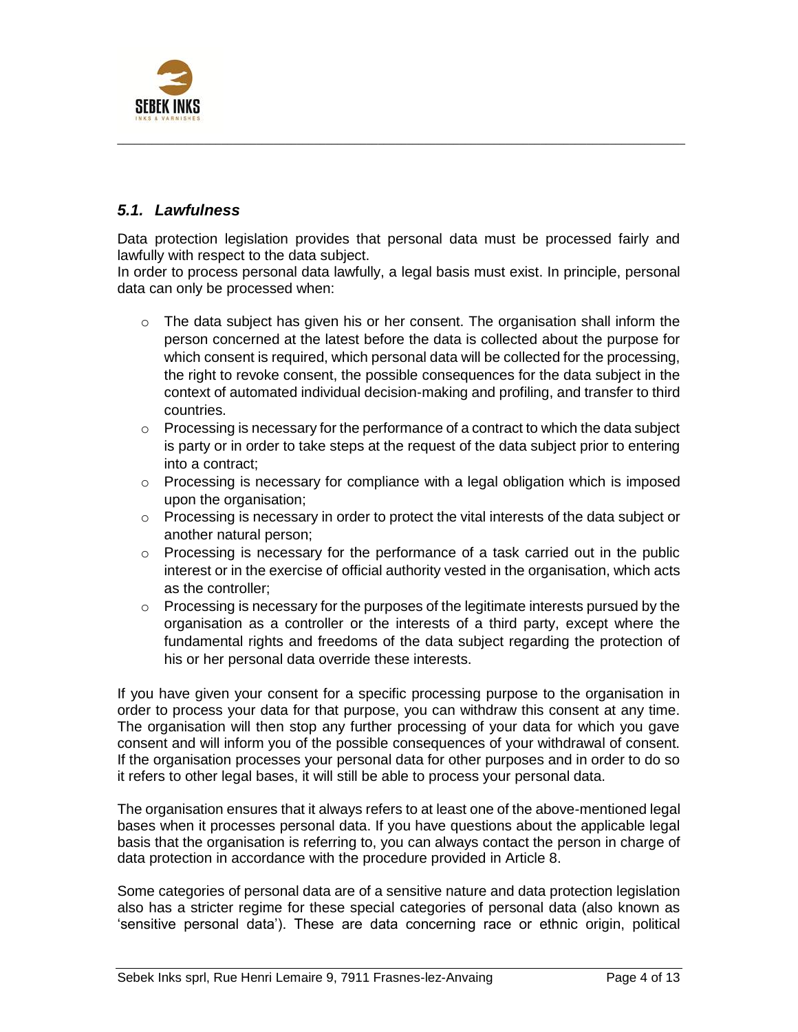### *5.1. Lawfulness*

Data protection legislation provides that personal data must be processed fairly and lawfully with respect to the data subject.
In order to process personal data lawfully, a legal basis must exist. In principle, personal data can only be processed when:

- The data subject has given his or her consent. The organisation shall inform the person concerned at the latest before the data is collected about the purpose for which consent is required, which personal data will be collected for the processing, the right to revoke consent, the possible consequences for the data subject in the context of automated individual decision-making and profiling, and transfer to third countries.
- Processing is necessary for the performance of a contract to which the data subject is party or in order to take steps at the request of the data subject prior to entering into a contract;
- Processing is necessary for compliance with a legal obligation which is imposed upon the organisation;
- Processing is necessary in order to protect the vital interests of the data subject or another natural person;
- Processing is necessary for the performance of a task carried out in the public interest or in the exercise of official authority vested in the organisation, which acts as the controller;
- Processing is necessary for the purposes of the legitimate interests pursued by the organisation as a controller or the interests of a third party, except where the fundamental rights and freedoms of the data subject regarding the protection of his or her personal data override these interests.

If you have given your consent for a specific processing purpose to the organisation in order to process your data for that purpose, you can withdraw this consent at any time. The organisation will then stop any further processing of your data for which you gave consent and will inform you of the possible consequences of your withdrawal of consent. If the organisation processes your personal data for other purposes and in order to do so it refers to other legal bases, it will still be able to process your personal data.

The organisation ensures that it always refers to at least one of the above-mentioned legal bases when it processes personal data. If you have questions about the applicable legal basis that the organisation is referring to, you can always contact the person in charge of data protection in accordance with the procedure provided in Article 8.

Some categories of personal data are of a sensitive nature and data protection legislation also has a stricter regime for these special categories of personal data (also known as 'sensitive personal data'). These are data concerning race or ethnic origin, political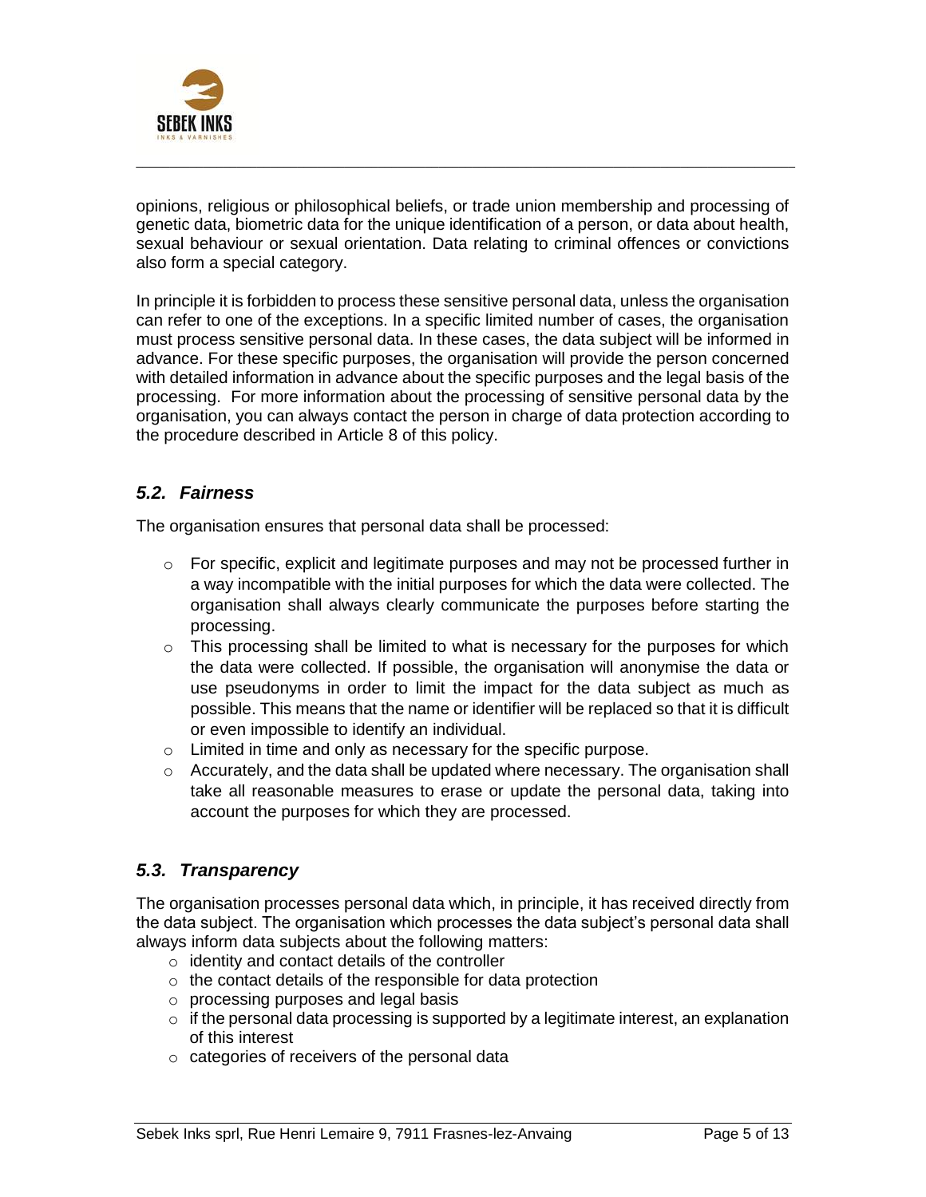opinions, religious or philosophical beliefs, or trade union membership and processing of genetic data, biometric data for the unique identification of a person, or data about health, sexual behaviour or sexual orientation. Data relating to criminal offences or convictions also form a special category.

In principle it is forbidden to process these sensitive personal data, unless the organisation can refer to one of the exceptions. In a specific limited number of cases, the organisation must process sensitive personal data. In these cases, the data subject will be informed in advance. For these specific purposes, the organisation will provide the person concerned with detailed information in advance about the specific purposes and the legal basis of the processing. For more information about the processing of sensitive personal data by the organisation, you can always contact the person in charge of data protection according to the procedure described in Article 8 of this policy.

### *5.2. Fairness*

The organisation ensures that personal data shall be processed:

- For specific, explicit and legitimate purposes and may not be processed further in a way incompatible with the initial purposes for which the data were collected. The organisation shall always clearly communicate the purposes before starting the processing.
- This processing shall be limited to what is necessary for the purposes for which the data were collected. If possible, the organisation will anonymise the data or use pseudonyms in order to limit the impact for the data subject as much as possible. This means that the name or identifier will be replaced so that it is difficult or even impossible to identify an individual.
- Limited in time and only as necessary for the specific purpose.
- Accurately, and the data shall be updated where necessary. The organisation shall take all reasonable measures to erase or update the personal data, taking into account the purposes for which they are processed.

### *5.3. Transparency*

The organisation processes personal data which, in principle, it has received directly from the data subject. The organisation which processes the data subject's personal data shall always inform data subjects about the following matters:

- identity and contact details of the controller
- the contact details of the responsible for data protection
- processing purposes and legal basis
- if the personal data processing is supported by a legitimate interest, an explanation of this interest
- categories of receivers of the personal data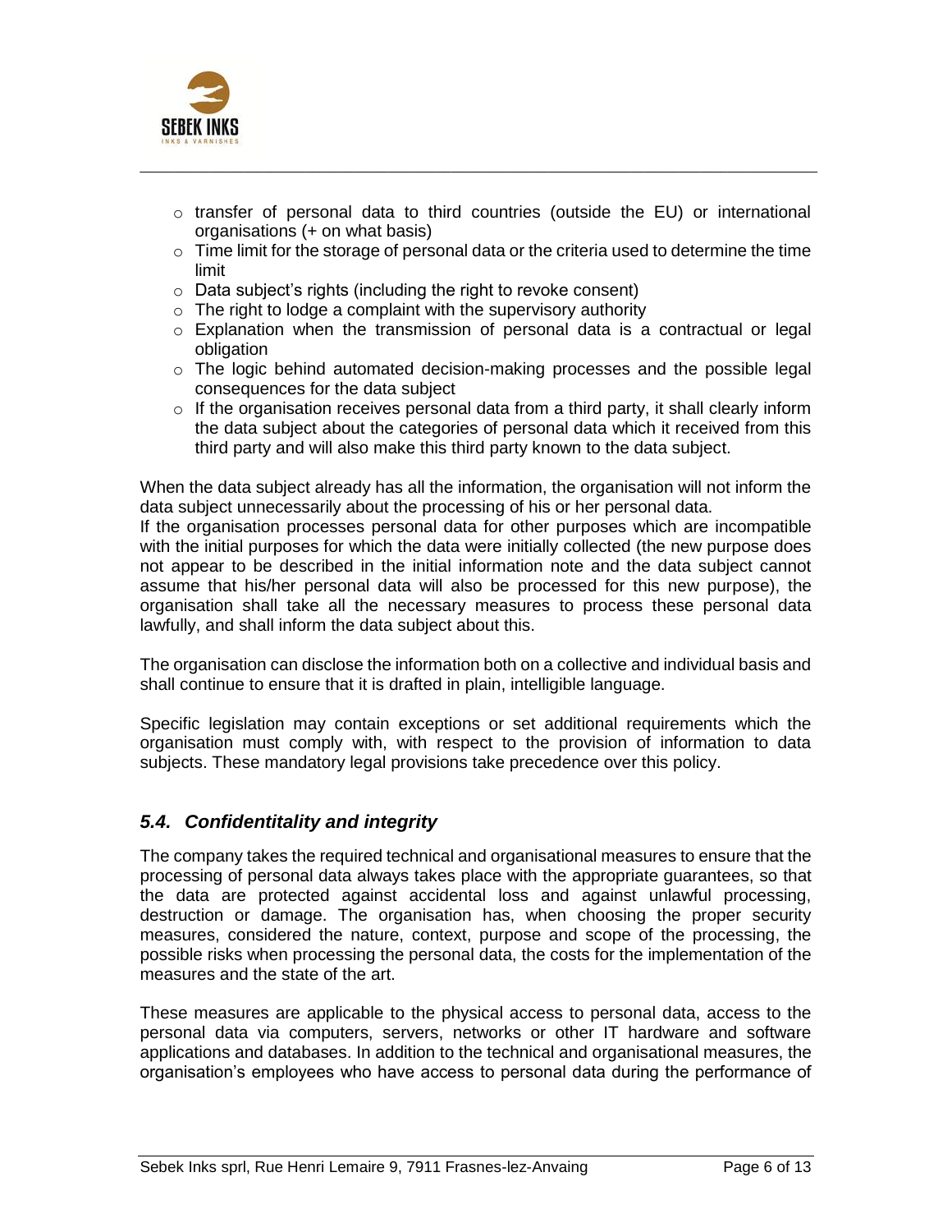- transfer of personal data to third countries (outside the EU) or international organisations (+ on what basis)
- Time limit for the storage of personal data or the criteria used to determine the time limit
- Data subject's rights (including the right to revoke consent)
- The right to lodge a complaint with the supervisory authority
- Explanation when the transmission of personal data is a contractual or legal obligation
- The logic behind automated decision-making processes and the possible legal consequences for the data subject
- If the organisation receives personal data from a third party, it shall clearly inform the data subject about the categories of personal data which it received from this third party and will also make this third party known to the data subject.

When the data subject already has all the information, the organisation will not inform the data subject unnecessarily about the processing of his or her personal data.
If the organisation processes personal data for other purposes which are incompatible with the initial purposes for which the data were initially collected (the new purpose does not appear to be described in the initial information note and the data subject cannot assume that his/her personal data will also be processed for this new purpose), the organisation shall take all the necessary measures to process these personal data lawfully, and shall inform the data subject about this.

The organisation can disclose the information both on a collective and individual basis and shall continue to ensure that it is drafted in plain, intelligible language.

Specific legislation may contain exceptions or set additional requirements which the organisation must comply with, with respect to the provision of information to data subjects. These mandatory legal provisions take precedence over this policy.

### *5.4. Confidentitality and integrity*

The company takes the required technical and organisational measures to ensure that the processing of personal data always takes place with the appropriate guarantees, so that the data are protected against accidental loss and against unlawful processing, destruction or damage. The organisation has, when choosing the proper security measures, considered the nature, context, purpose and scope of the processing, the possible risks when processing the personal data, the costs for the implementation of the measures and the state of the art.

These measures are applicable to the physical access to personal data, access to the personal data via computers, servers, networks or other IT hardware and software applications and databases. In addition to the technical and organisational measures, the organisation's employees who have access to personal data during the performance of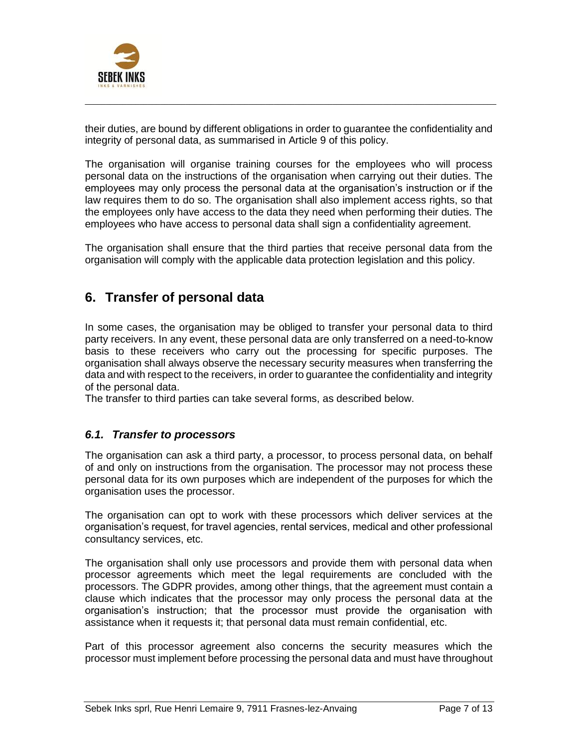their duties, are bound by different obligations in order to guarantee the confidentiality and integrity of personal data, as summarised in Article 9 of this policy.

The organisation will organise training courses for the employees who will process personal data on the instructions of the organisation when carrying out their duties. The employees may only process the personal data at the organisation's instruction or if the law requires them to do so. The organisation shall also implement access rights, so that the employees only have access to the data they need when performing their duties. The employees who have access to personal data shall sign a confidentiality agreement.

The organisation shall ensure that the third parties that receive personal data from the organisation will comply with the applicable data protection legislation and this policy.

## 6. Transfer of personal data

In some cases, the organisation may be obliged to transfer your personal data to third party receivers. In any event, these personal data are only transferred on a need-to-know basis to these receivers who carry out the processing for specific purposes. The organisation shall always observe the necessary security measures when transferring the data and with respect to the receivers, in order to guarantee the confidentiality and integrity of the personal data.
The transfer to third parties can take several forms, as described below.

### *6.1. Transfer to processors*

The organisation can ask a third party, a processor, to process personal data, on behalf of and only on instructions from the organisation. The processor may not process these personal data for its own purposes which are independent of the purposes for which the organisation uses the processor.

The organisation can opt to work with these processors which deliver services at the organisation's request, for travel agencies, rental services, medical and other professional consultancy services, etc.

The organisation shall only use processors and provide them with personal data when processor agreements which meet the legal requirements are concluded with the processors. The GDPR provides, among other things, that the agreement must contain a clause which indicates that the processor may only process the personal data at the organisation's instruction; that the processor must provide the organisation with assistance when it requests it; that personal data must remain confidential, etc.

Part of this processor agreement also concerns the security measures which the processor must implement before processing the personal data and must have throughout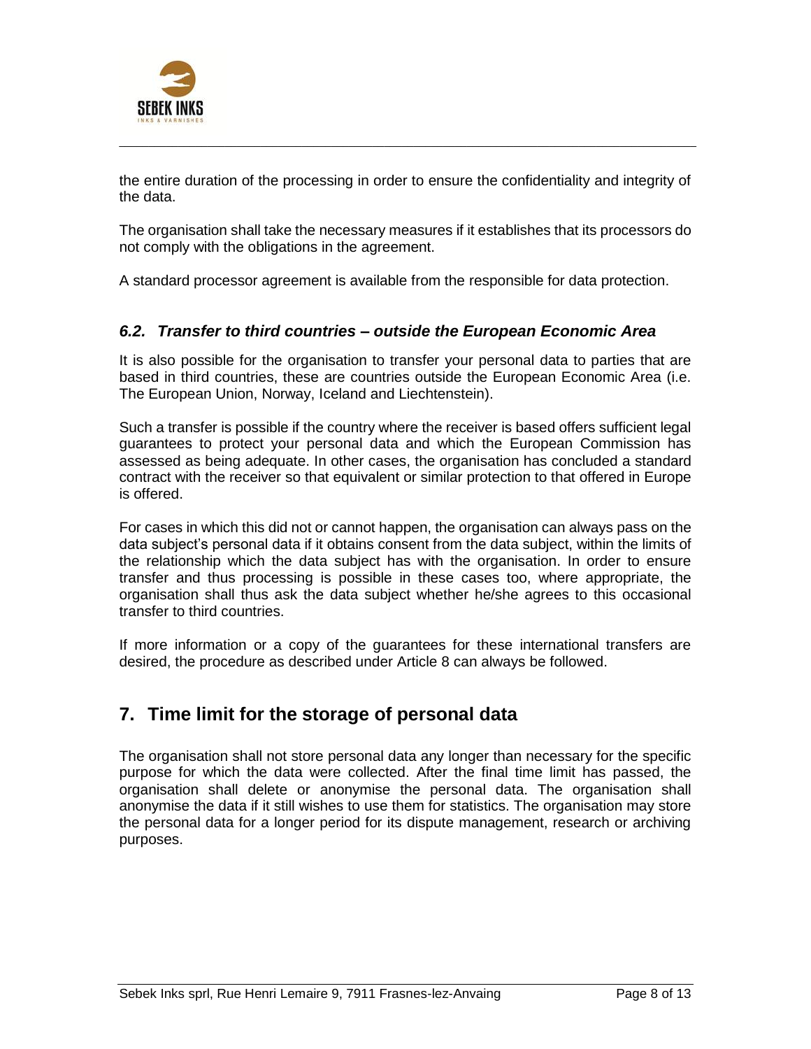the entire duration of the processing in order to ensure the confidentiality and integrity of the data.

The organisation shall take the necessary measures if it establishes that its processors do not comply with the obligations in the agreement.

A standard processor agreement is available from the responsible for data protection.

### *6.2. Transfer to third countries – outside the European Economic Area*

It is also possible for the organisation to transfer your personal data to parties that are based in third countries, these are countries outside the European Economic Area (i.e. The European Union, Norway, Iceland and Liechtenstein).

Such a transfer is possible if the country where the receiver is based offers sufficient legal guarantees to protect your personal data and which the European Commission has assessed as being adequate. In other cases, the organisation has concluded a standard contract with the receiver so that equivalent or similar protection to that offered in Europe is offered.

For cases in which this did not or cannot happen, the organisation can always pass on the data subject's personal data if it obtains consent from the data subject, within the limits of the relationship which the data subject has with the organisation. In order to ensure transfer and thus processing is possible in these cases too, where appropriate, the organisation shall thus ask the data subject whether he/she agrees to this occasional transfer to third countries.

If more information or a copy of the guarantees for these international transfers are desired, the procedure as described under Article 8 can always be followed.

## 7. Time limit for the storage of personal data

The organisation shall not store personal data any longer than necessary for the specific purpose for which the data were collected. After the final time limit has passed, the organisation shall delete or anonymise the personal data. The organisation shall anonymise the data if it still wishes to use them for statistics. The organisation may store the personal data for a longer period for its dispute management, research or archiving purposes.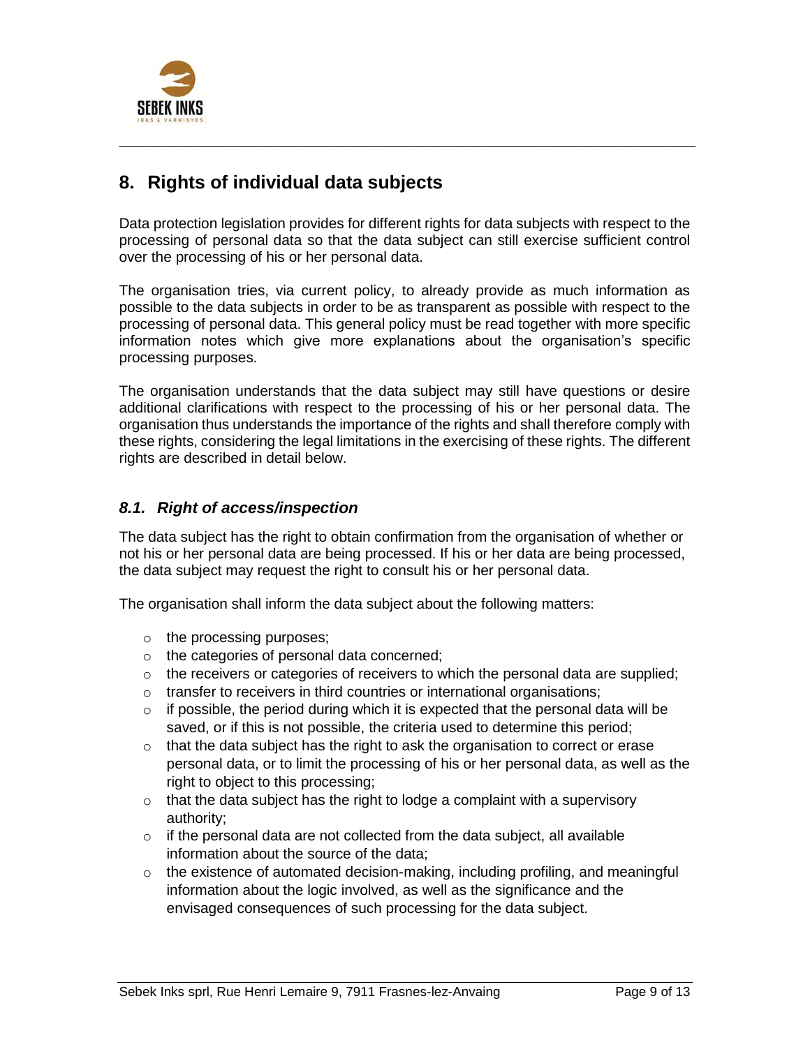## 8. Rights of individual data subjects

Data protection legislation provides for different rights for data subjects with respect to the processing of personal data so that the data subject can still exercise sufficient control over the processing of his or her personal data.

The organisation tries, via current policy, to already provide as much information as possible to the data subjects in order to be as transparent as possible with respect to the processing of personal data. This general policy must be read together with more specific information notes which give more explanations about the organisation's specific processing purposes.

The organisation understands that the data subject may still have questions or desire additional clarifications with respect to the processing of his or her personal data. The organisation thus understands the importance of the rights and shall therefore comply with these rights, considering the legal limitations in the exercising of these rights. The different rights are described in detail below.

### *8.1. Right of access/inspection*

The data subject has the right to obtain confirmation from the organisation of whether or not his or her personal data are being processed. If his or her data are being processed, the data subject may request the right to consult his or her personal data.

The organisation shall inform the data subject about the following matters:

- the processing purposes;
- the categories of personal data concerned;
- the receivers or categories of receivers to which the personal data are supplied;
- transfer to receivers in third countries or international organisations;
- if possible, the period during which it is expected that the personal data will be saved, or if this is not possible, the criteria used to determine this period;
- that the data subject has the right to ask the organisation to correct or erase personal data, or to limit the processing of his or her personal data, as well as the right to object to this processing;
- that the data subject has the right to lodge a complaint with a supervisory authority;
- if the personal data are not collected from the data subject, all available information about the source of the data;
- the existence of automated decision-making, including profiling, and meaningful information about the logic involved, as well as the significance and the envisaged consequences of such processing for the data subject.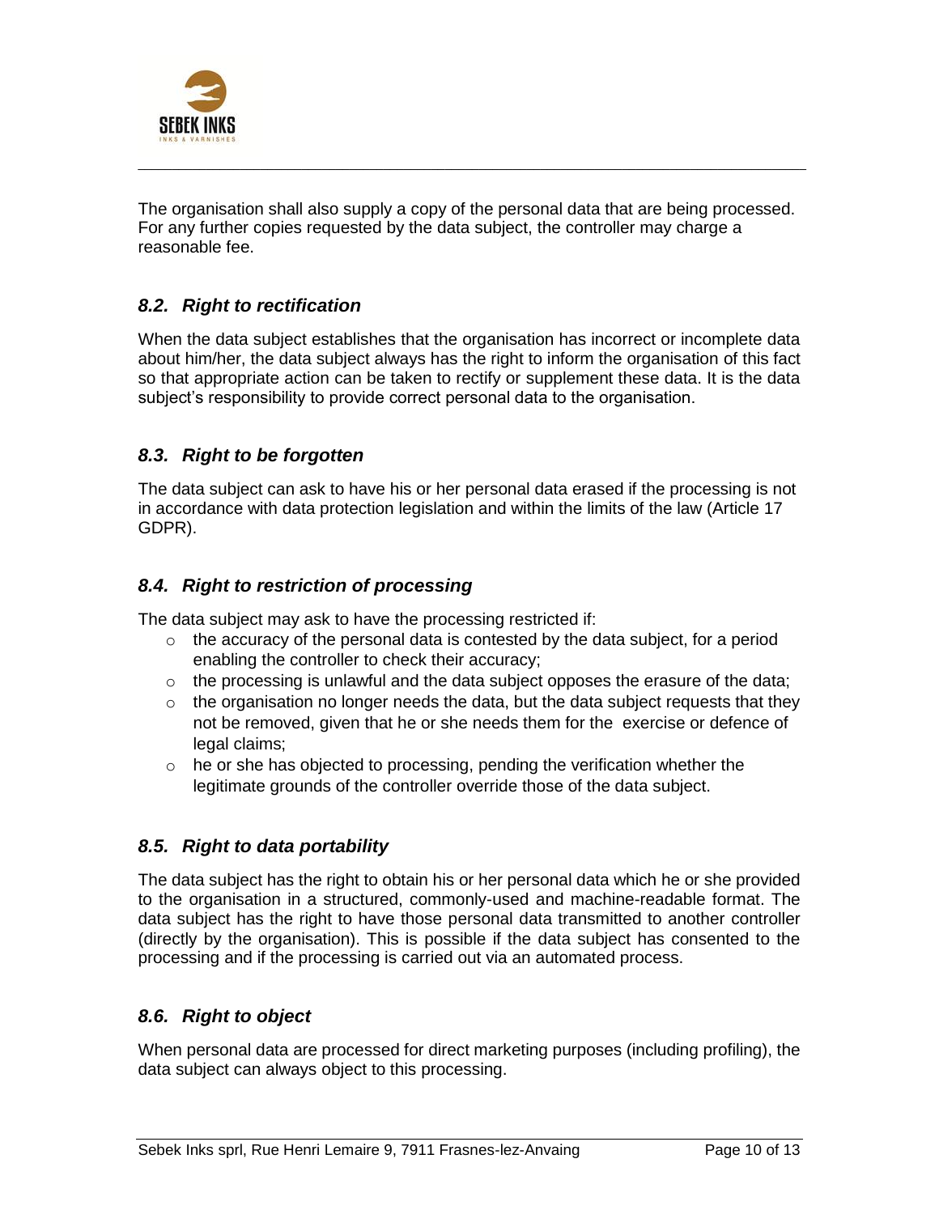The organisation shall also supply a copy of the personal data that are being processed. For any further copies requested by the data subject, the controller may charge a reasonable fee.

### *8.2. Right to rectification*

When the data subject establishes that the organisation has incorrect or incomplete data about him/her, the data subject always has the right to inform the organisation of this fact so that appropriate action can be taken to rectify or supplement these data. It is the data subject's responsibility to provide correct personal data to the organisation.

### *8.3. Right to be forgotten*

The data subject can ask to have his or her personal data erased if the processing is not in accordance with data protection legislation and within the limits of the law (Article 17 GDPR).

### *8.4. Right to restriction of processing*

The data subject may ask to have the processing restricted if:

- the accuracy of the personal data is contested by the data subject, for a period enabling the controller to check their accuracy;
- the processing is unlawful and the data subject opposes the erasure of the data;
- the organisation no longer needs the data, but the data subject requests that they not be removed, given that he or she needs them for the exercise or defence of legal claims;
- he or she has objected to processing, pending the verification whether the legitimate grounds of the controller override those of the data subject.

### *8.5. Right to data portability*

The data subject has the right to obtain his or her personal data which he or she provided to the organisation in a structured, commonly-used and machine-readable format. The data subject has the right to have those personal data transmitted to another controller (directly by the organisation). This is possible if the data subject has consented to the processing and if the processing is carried out via an automated process.

### *8.6. Right to object*

When personal data are processed for direct marketing purposes (including profiling), the data subject can always object to this processing.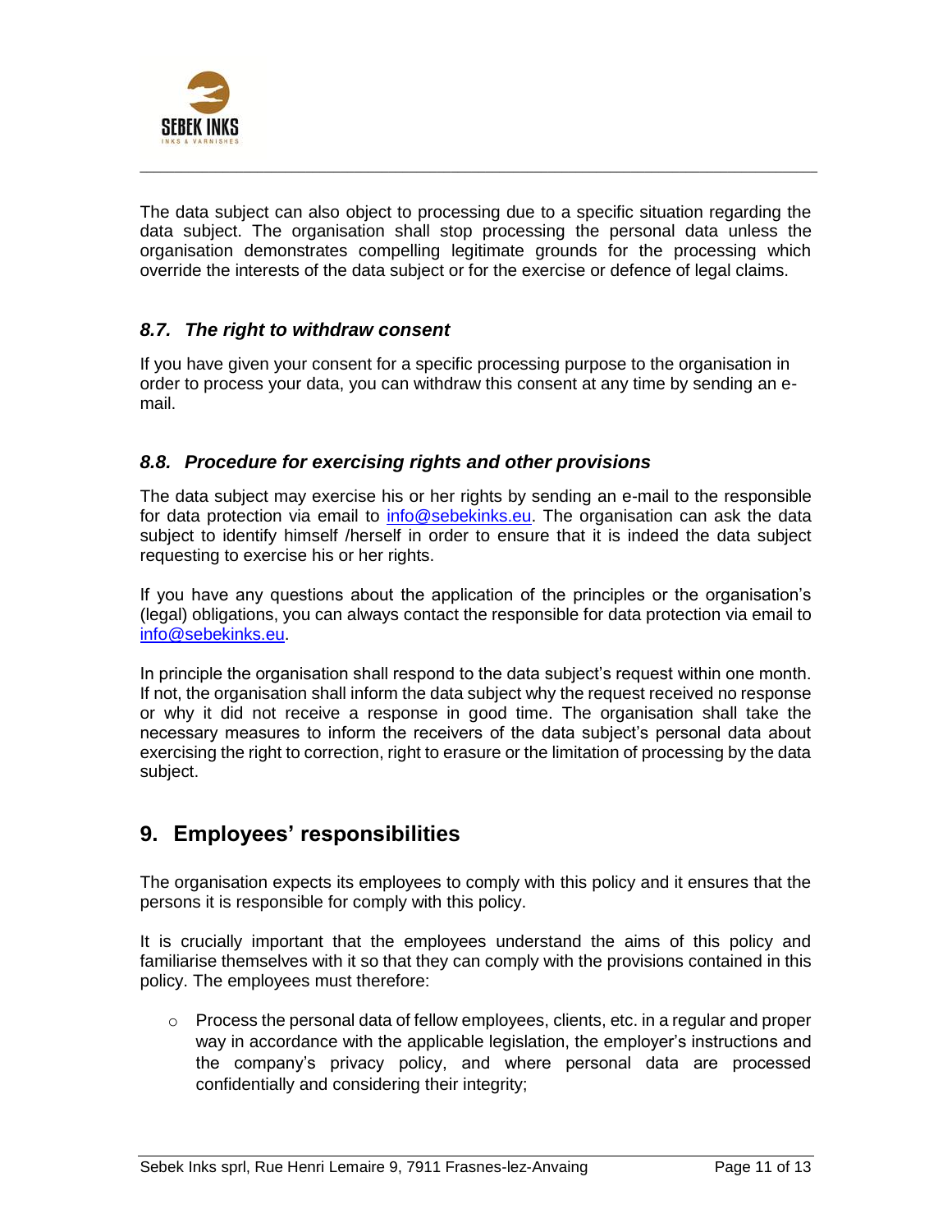The data subject can also object to processing due to a specific situation regarding the data subject. The organisation shall stop processing the personal data unless the organisation demonstrates compelling legitimate grounds for the processing which override the interests of the data subject or for the exercise or defence of legal claims.

### *8.7. The right to withdraw consent*

If you have given your consent for a specific processing purpose to the organisation in order to process your data, you can withdraw this consent at any time by sending an e-mail.

### *8.8. Procedure for exercising rights and other provisions*

The data subject may exercise his or her rights by sending an e-mail to the responsible for data protection via email to info@sebekinks.eu. The organisation can ask the data subject to identify himself /herself in order to ensure that it is indeed the data subject requesting to exercise his or her rights.

If you have any questions about the application of the principles or the organisation's (legal) obligations, you can always contact the responsible for data protection via email to info@sebekinks.eu.

In principle the organisation shall respond to the data subject's request within one month. If not, the organisation shall inform the data subject why the request received no response or why it did not receive a response in good time. The organisation shall take the necessary measures to inform the receivers of the data subject's personal data about exercising the right to correction, right to erasure or the limitation of processing by the data subject.

## 9. Employees' responsibilities

The organisation expects its employees to comply with this policy and it ensures that the persons it is responsible for comply with this policy.

It is crucially important that the employees understand the aims of this policy and familiarise themselves with it so that they can comply with the provisions contained in this policy. The employees must therefore:

- Process the personal data of fellow employees, clients, etc. in a regular and proper way in accordance with the applicable legislation, the employer's instructions and the company's privacy policy, and where personal data are processed confidentially and considering their integrity;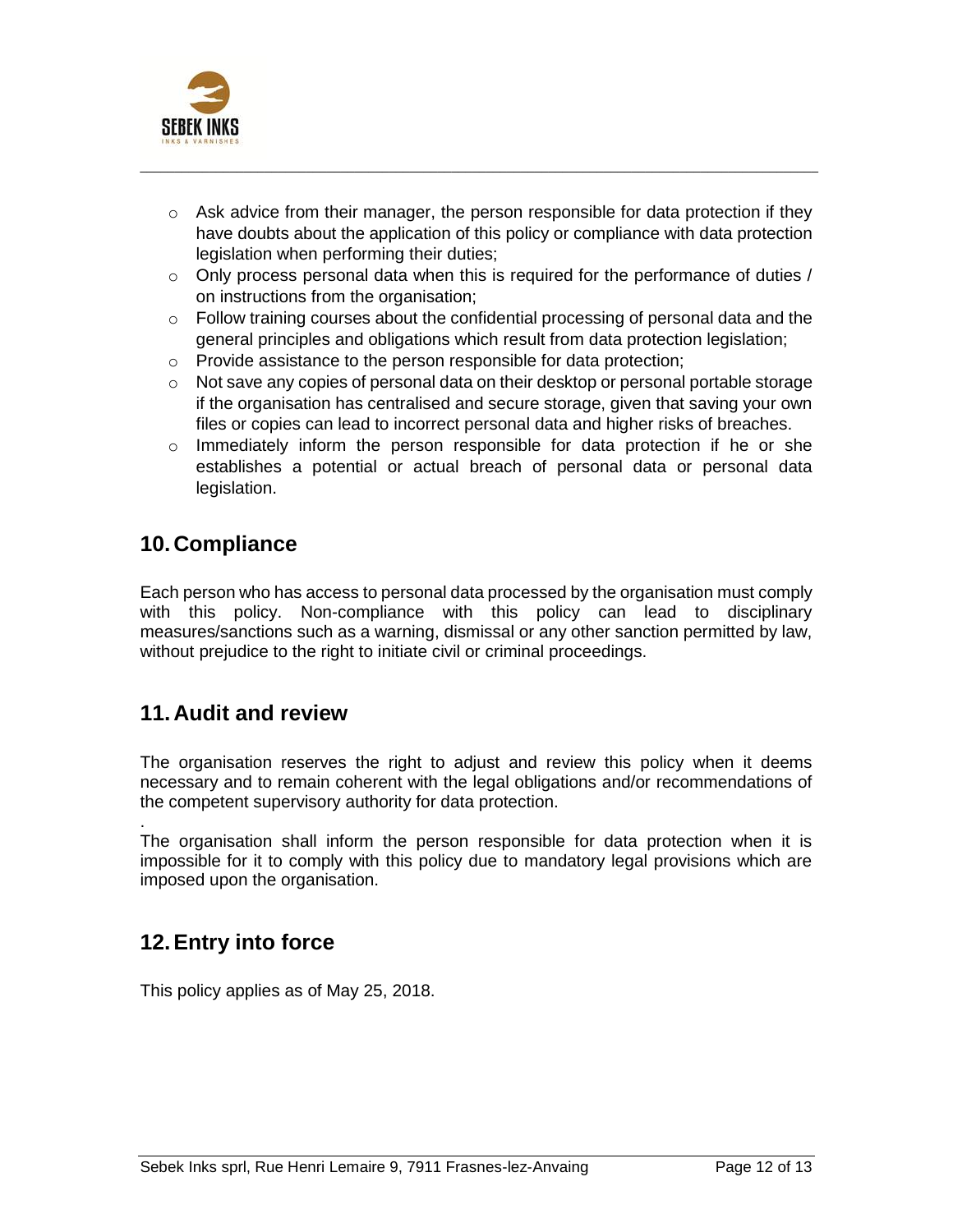- Ask advice from their manager, the person responsible for data protection if they have doubts about the application of this policy or compliance with data protection legislation when performing their duties;
- Only process personal data when this is required for the performance of duties / on instructions from the organisation;
- Follow training courses about the confidential processing of personal data and the general principles and obligations which result from data protection legislation;
- Provide assistance to the person responsible for data protection;
- Not save any copies of personal data on their desktop or personal portable storage if the organisation has centralised and secure storage, given that saving your own files or copies can lead to incorrect personal data and higher risks of breaches.
- Immediately inform the person responsible for data protection if he or she establishes a potential or actual breach of personal data or personal data legislation.

## 10. Compliance

Each person who has access to personal data processed by the organisation must comply with this policy. Non-compliance with this policy can lead to disciplinary measures/sanctions such as a warning, dismissal or any other sanction permitted by law, without prejudice to the right to initiate civil or criminal proceedings.

## 11. Audit and review

The organisation reserves the right to adjust and review this policy when it deems necessary and to remain coherent with the legal obligations and/or recommendations of the competent supervisory authority for data protection.

.
The organisation shall inform the person responsible for data protection when it is impossible for it to comply with this policy due to mandatory legal provisions which are imposed upon the organisation.

## 12. Entry into force

This policy applies as of May 25, 2018.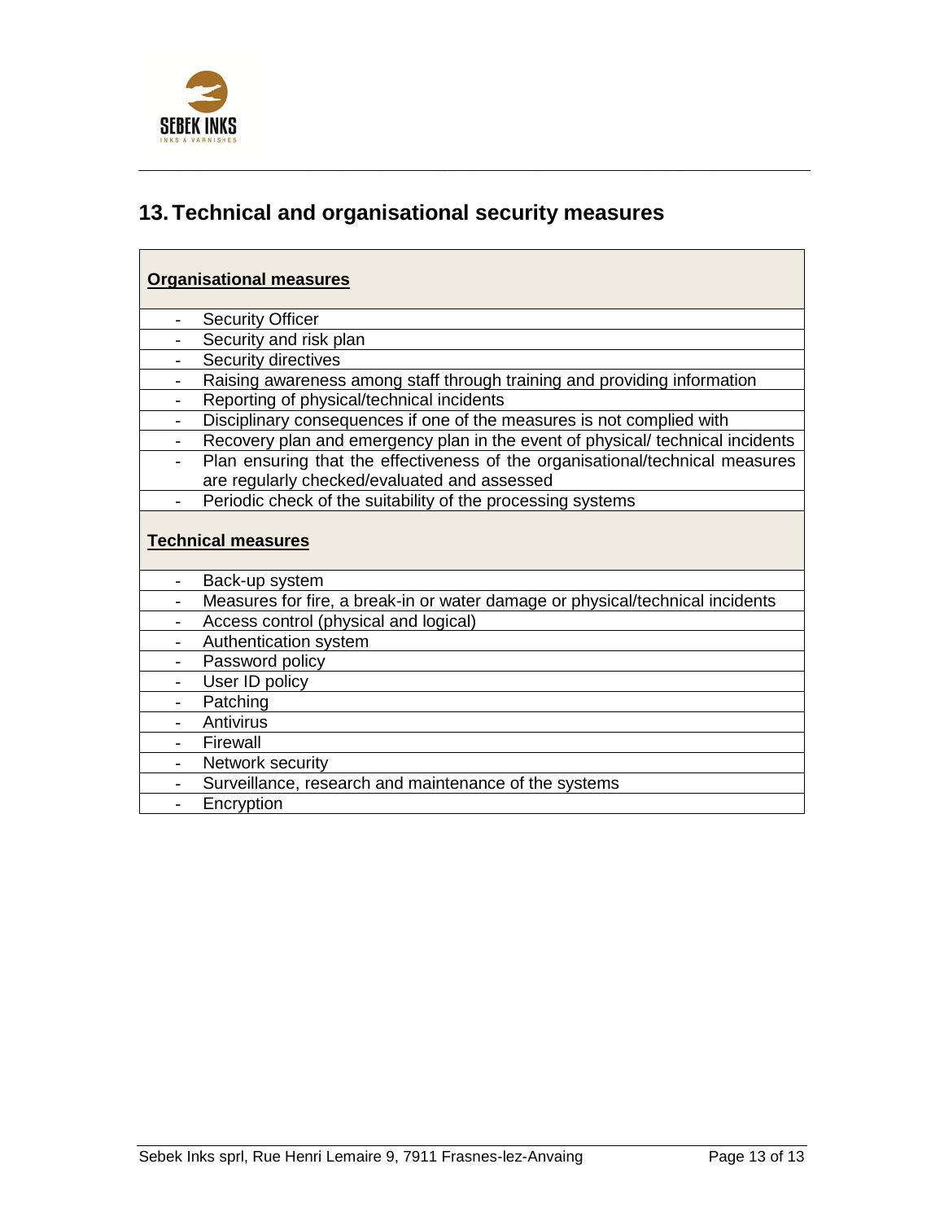## 13. Technical and organisational security measures

| |
|---|
| **Organisational measures** |
| - Security Officer |
| - Security and risk plan |
| - Security directives |
| - Raising awareness among staff through training and providing information |
| - Reporting of physical/technical incidents |
| - Disciplinary consequences if one of the measures is not complied with |
| - Recovery plan and emergency plan in the event of physical/ technical incidents |
| - Plan ensuring that the effectiveness of the organisational/technical measures are regularly checked/evaluated and assessed |
| - Periodic check of the suitability of the processing systems |
| **Technical measures** |
| - Back-up system |
| - Measures for fire, a break-in or water damage or physical/technical incidents |
| - Access control (physical and logical) |
| - Authentication system |
| - Password policy |
| - User ID policy |
| - Patching |
| - Antivirus |
| - Firewall |
| - Network security |
| - Surveillance, research and maintenance of the systems |
| - Encryption |